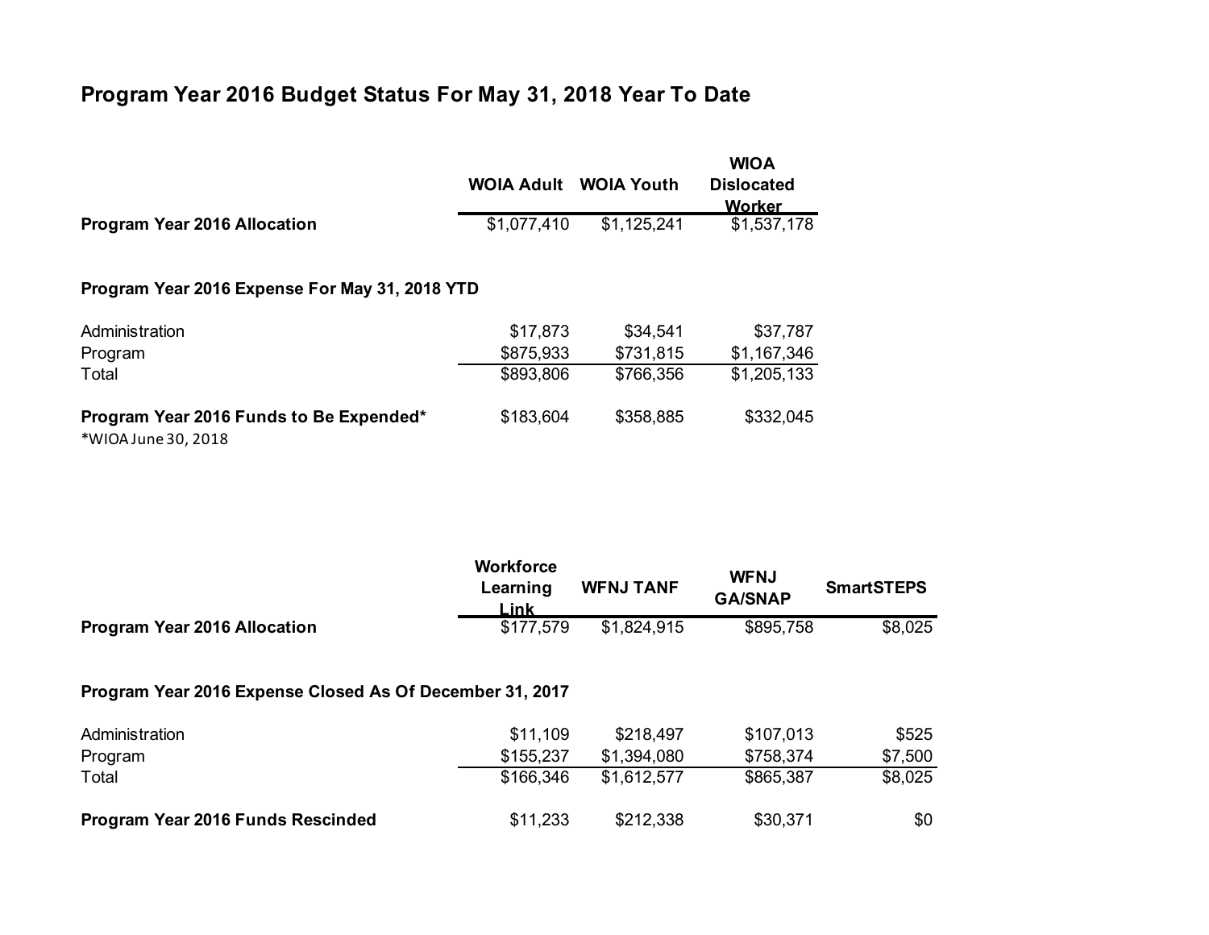# Program Year 2016 Budget Status For May 31, 2018 Year To Date

| | WOIA Adult | WOIA Youth | WIOA Dislocated Worker |
|---|---|---|---|
| **Program Year 2016 Allocation** | $1,077,410 | $1,125,241 | $1,537,178 |
| **Program Year 2016 Expense For May 31, 2018 YTD** | | | |
| Administration | $17,873 | $34,541 | $37,787 |
| Program | $875,933 | $731,815 | $1,167,346 |
| Total | $893,806 | $766,356 | $1,205,133 |
| **Program Year 2016 Funds to Be Expended*** | $183,604 | $358,885 | $332,045 |

*WIOA June 30, 2018

| | Workforce Learning Link | WFNJ TANF | WFNJ GA/SNAP | SmartSTEPS |
|---|---|---|---|---|
| **Program Year 2016 Allocation** | $177,579 | $1,824,915 | $895,758 | $8,025 |
| **Program Year 2016 Expense Closed As Of December 31, 2017** | | | | |
| Administration | $11,109 | $218,497 | $107,013 | $525 |
| Program | $155,237 | $1,394,080 | $758,374 | $7,500 |
| Total | $166,346 | $1,612,577 | $865,387 | $8,025 |
| **Program Year 2016 Funds Rescinded** | $11,233 | $212,338 | $30,371 | $0 |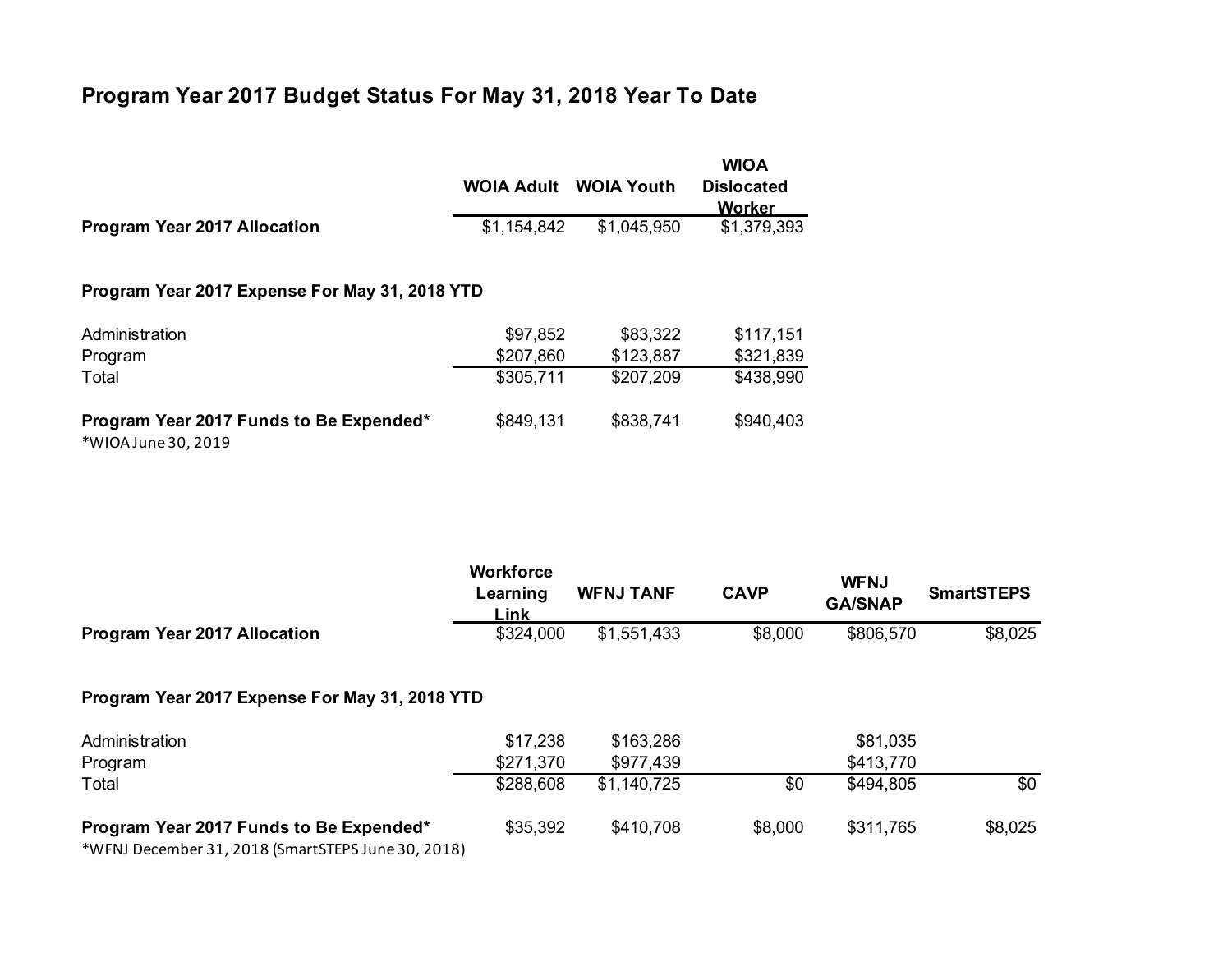# Program Year 2017 Budget Status For May 31, 2018 Year To Date

| | WOIA Adult | WOIA Youth | WIOA Dislocated Worker |
|---|---|---|---|
| **Program Year 2017 Allocation** | $1,154,842 | $1,045,950 | $1,379,393 |
| **Program Year 2017 Expense For May 31, 2018 YTD** | | | |
| Administration | $97,852 | $83,322 | $117,151 |
| Program | $207,860 | $123,887 | $321,839 |
| Total | $305,711 | $207,209 | $438,990 |
| **Program Year 2017 Funds to Be Expended*** | $849,131 | $838,741 | $940,403 |

*WIOA June 30, 2019

| | Workforce Learning Link | WFNJ TANF | CAVP | WFNJ GA/SNAP | SmartSTEPS |
|---|---|---|---|---|---|
| **Program Year 2017 Allocation** | $324,000 | $1,551,433 | $8,000 | $806,570 | $8,025 |
| **Program Year 2017 Expense For May 31, 2018 YTD** | | | | | |
| Administration | $17,238 | $163,286 | | $81,035 | |
| Program | $271,370 | $977,439 | | $413,770 | |
| Total | $288,608 | $1,140,725 | $0 | $494,805 | $0 |
| **Program Year 2017 Funds to Be Expended*** | $35,392 | $410,708 | $8,000 | $311,765 | $8,025 |

*WFNJ December 31, 2018 (SmartSTEPS June 30, 2018)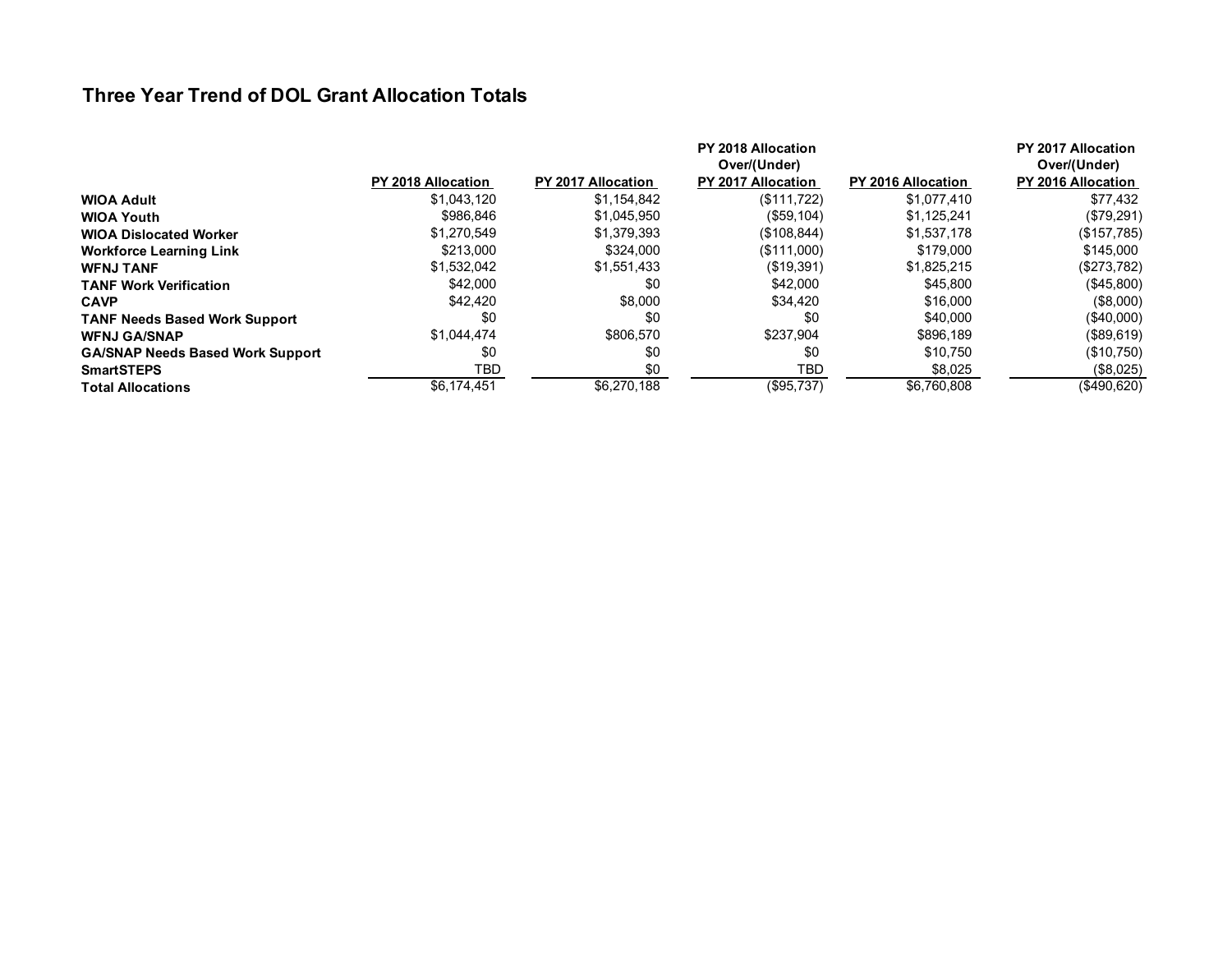## Three Year Trend of DOL Grant Allocation Totals

| | PY 2018 Allocation | PY 2017 Allocation | PY 2018 Allocation Over/(Under) PY 2017 Allocation | PY 2016 Allocation | PY 2017 Allocation Over/(Under) PY 2016 Allocation |
|---|---|---|---|---|---|
| **WIOA Adult** | $1,043,120 | $1,154,842 | ($111,722) | $1,077,410 | $77,432 |
| **WIOA Youth** | $986,846 | $1,045,950 | ($59,104) | $1,125,241 | ($79,291) |
| **WIOA Dislocated Worker** | $1,270,549 | $1,379,393 | ($108,844) | $1,537,178 | ($157,785) |
| **Workforce Learning Link** | $213,000 | $324,000 | ($111,000) | $179,000 | $145,000 |
| **WFNJ TANF** | $1,532,042 | $1,551,433 | ($19,391) | $1,825,215 | ($273,782) |
| **TANF Work Verification** | $42,000 | $0 | $42,000 | $45,800 | ($45,800) |
| **CAVP** | $42,420 | $8,000 | $34,420 | $16,000 | ($8,000) |
| **TANF Needs Based Work Support** | $0 | $0 | $0 | $40,000 | ($40,000) |
| **WFNJ GA/SNAP** | $1,044,474 | $806,570 | $237,904 | $896,189 | ($89,619) |
| **GA/SNAP Needs Based Work Support** | $0 | $0 | $0 | $10,750 | ($10,750) |
| **SmartSTEPS** | TBD | $0 | TBD | $8,025 | ($8,025) |
| **Total Allocations** | $6,174,451 | $6,270,188 | ($95,737) | $6,760,808 | ($490,620) |